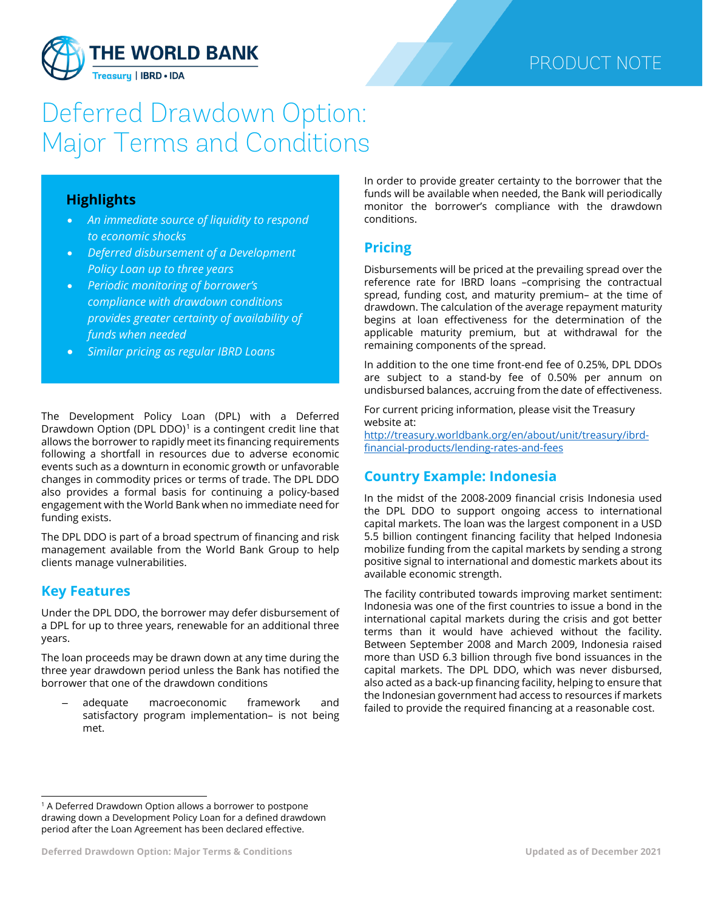# Deferred Drawdown Option: Major Terms and Conditions

PRODUCT NOTE

## Highlights

- *An immediate source of liquidity to respond to economic shocks*
- *Deferred disbursement of a Development Policy Loan up to three years*
- *Periodic monitoring of borrower's compliance with drawdown conditions provides greater certainty of availability of funds when needed*
- *Similar pricing as regular IBRD Loans*

The Development Policy Loan (DPL) with a Deferred Drawdown Option (DPL DDO)[1] is a contingent credit line that allows the borrower to rapidly meet its financing requirements following a shortfall in resources due to adverse economic events such as a downturn in economic growth or unfavorable changes in commodity prices or terms of trade. The DPL DDO also provides a formal basis for continuing a policy-based engagement with the World Bank when no immediate need for funding exists.

The DPL DDO is part of a broad spectrum of financing and risk management available from the World Bank Group to help clients manage vulnerabilities.

## Key Features

Under the DPL DDO, the borrower may defer disbursement of a DPL for up to three years, renewable for an additional three years.

The loan proceeds may be drawn down at any time during the three year drawdown period unless the Bank has notified the borrower that one of the drawdown conditions

– adequate macroeconomic framework and satisfactory program implementation– is not being met.

In order to provide greater certainty to the borrower that the funds will be available when needed, the Bank will periodically monitor the borrower's compliance with the drawdown conditions.

## Pricing

Disbursements will be priced at the prevailing spread over the reference rate for IBRD loans –comprising the contractual spread, funding cost, and maturity premium– at the time of drawdown. The calculation of the average repayment maturity begins at loan effectiveness for the determination of the applicable maturity premium, but at withdrawal for the remaining components of the spread.

In addition to the one time front-end fee of 0.25%, DPL DDOs are subject to a stand-by fee of 0.50% per annum on undisbursed balances, accruing from the date of effectiveness.

For current pricing information, please visit the Treasury website at: http://treasury.worldbank.org/en/about/unit/treasury/ibrd-financial-products/lending-rates-and-fees

## Country Example: Indonesia

In the midst of the 2008-2009 financial crisis Indonesia used the DPL DDO to support ongoing access to international capital markets. The loan was the largest component in a USD 5.5 billion contingent financing facility that helped Indonesia mobilize funding from the capital markets by sending a strong positive signal to international and domestic markets about its available economic strength.

The facility contributed towards improving market sentiment: Indonesia was one of the first countries to issue a bond in the international capital markets during the crisis and got better terms than it would have achieved without the facility. Between September 2008 and March 2009, Indonesia raised more than USD 6.3 billion through five bond issuances in the capital markets. The DPL DDO, which was never disbursed, also acted as a back-up financing facility, helping to ensure that the Indonesian government had access to resources if markets failed to provide the required financing at a reasonable cost.

---

[1] A Deferred Drawdown Option allows a borrower to postpone drawing down a Development Policy Loan for a defined drawdown period after the Loan Agreement has been declared effective.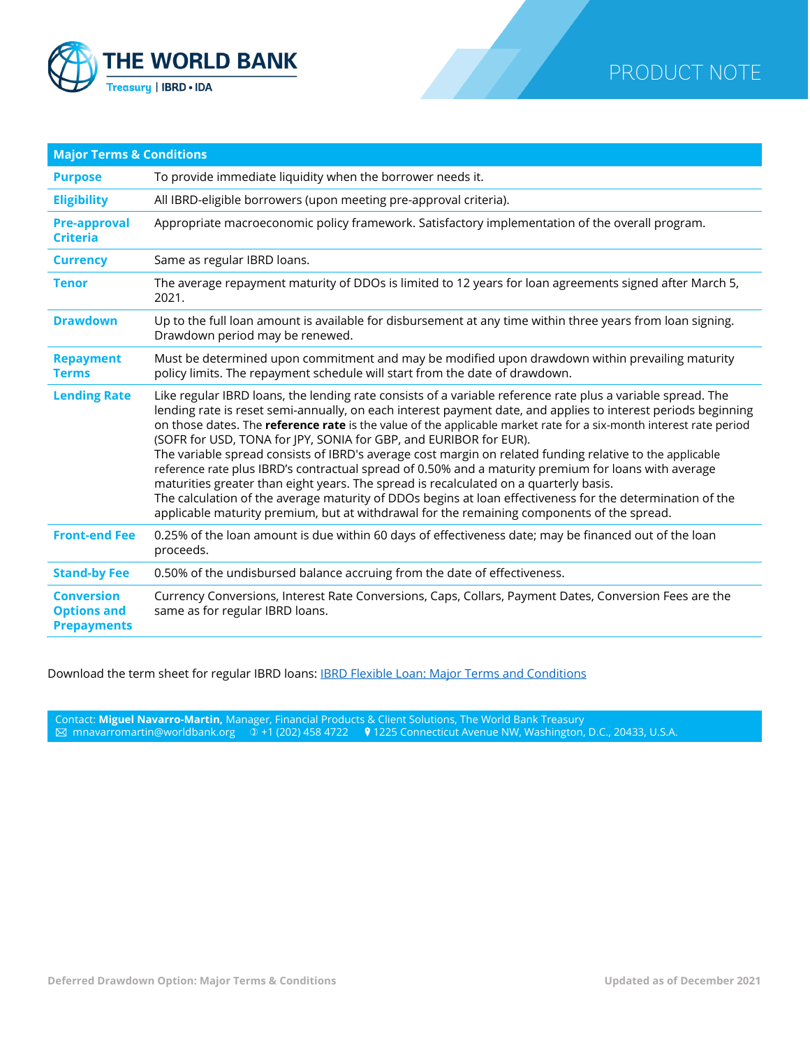| Major Terms & Conditions | |
|---|---|
| **Purpose** | To provide immediate liquidity when the borrower needs it. |
| **Eligibility** | All IBRD-eligible borrowers (upon meeting pre-approval criteria). |
| **Pre-approval Criteria** | Appropriate macroeconomic policy framework. Satisfactory implementation of the overall program. |
| **Currency** | Same as regular IBRD loans. |
| **Tenor** | The average repayment maturity of DDOs is limited to 12 years for loan agreements signed after March 5, 2021. |
| **Drawdown** | Up to the full loan amount is available for disbursement at any time within three years from loan signing. Drawdown period may be renewed. |
| **Repayment Terms** | Must be determined upon commitment and may be modified upon drawdown within prevailing maturity policy limits. The repayment schedule will start from the date of drawdown. |
| **Lending Rate** | Like regular IBRD loans, the lending rate consists of a variable reference rate plus a variable spread. The lending rate is reset semi-annually, on each interest payment date, and applies to interest periods beginning on those dates. The **reference rate** is the value of the applicable market rate for a six-month interest rate period (SOFR for USD, TONA for JPY, SONIA for GBP, and EURIBOR for EUR).<br>The variable spread consists of IBRD's average cost margin on related funding relative to the applicable reference rate plus IBRD's contractual spread of 0.50% and a maturity premium for loans with average maturities greater than eight years. The spread is recalculated on a quarterly basis.<br>The calculation of the average maturity of DDOs begins at loan effectiveness for the determination of the applicable maturity premium, but at withdrawal for the remaining components of the spread. |
| **Front-end Fee** | 0.25% of the loan amount is due within 60 days of effectiveness date; may be financed out of the loan proceeds. |
| **Stand-by Fee** | 0.50% of the undisbursed balance accruing from the date of effectiveness. |
| **Conversion Options and Prepayments** | Currency Conversions, Interest Rate Conversions, Caps, Collars, Payment Dates, Conversion Fees are the same as for regular IBRD loans. |

Download the term sheet for regular IBRD loans: IBRD Flexible Loan: Major Terms and Conditions

Contact: **Miguel Navarro-Martin,** Manager, Financial Products & Client Solutions, The World Bank Treasury
mnavarromartin@worldbank.org | +1 (202) 458 4722 | 1225 Connecticut Avenue NW, Washington, D.C., 20433, U.S.A.